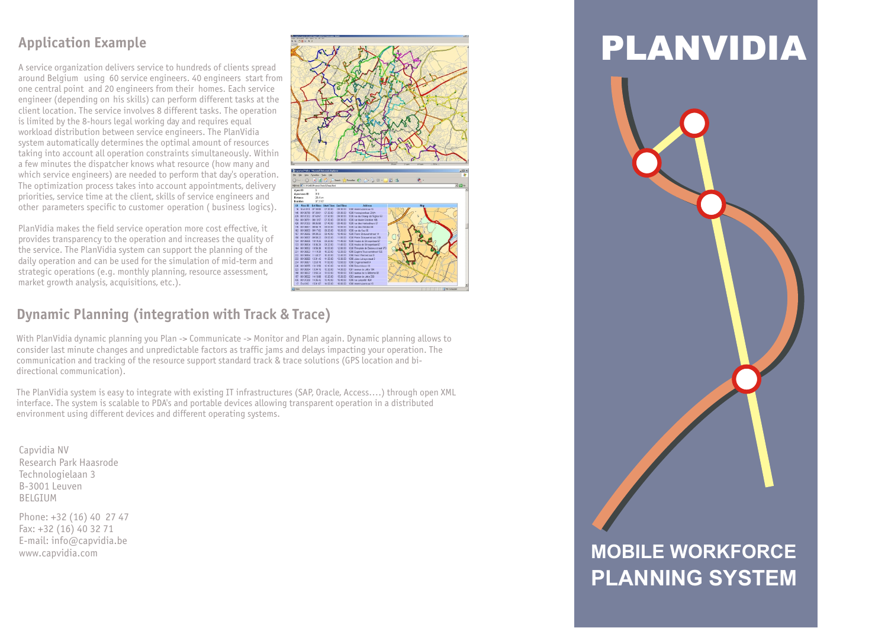## Application Example

A service organization delivers service to hundreds of clients spread around Belgium using 60 service engineers. 40 engineers start from one central point and 20 engineers from their homes. Each service engineer (depending on his skills) can perform different tasks at the client location. The service involves 8 different tasks. The operation is limited by the 8-hours legal working day and requires equal workload distribution between service engineers. The PlanVidia system automatically determines the optimal amount of resources taking into account all operation constraints simultaneously. Within a few minutes the dispatcher knows what resource (how many and which service engineers) are needed to perform that day's operation. The optimization process takes into account appointments, delivery priorities, service time at the client, skills of service engineers and other parameters specific to customer operation ( business logics).

PlanVidia makes the field service operation more cost effective, it provides transparency to the operation and increases the quality of the service. The PlanVidia system can support the planning of the daily operation and can be used for the simulation of mid-term and strategic operations (e.g. monthly planning, resource assessment, market growth analysis, acquisitions, etc.).

## Dynamic Planning (integration with Track & Trace)

With PlanVidia dynamic planning you Plan -> Communicate -> Monitor and Plan again. Dynamic planning allows to consider last minute changes and unpredictable factors as traffic jams and delays impacting your operation. The communication and tracking of the resource support standard track & trace solutions (GPS location and bi-directional communication).

The PlanVidia system is easy to integrate with existing IT infrastructures (SAP, Oracle, Access….) through open XML interface. The system is scalable to PDA's and portable devices allowing transparent operation in a distributed environment using different devices and different operating systems.

Capvidia NV
Research Park Haasrode
Technologielaan 3
B-3001 Leuven
BELGIUM

Phone: +32 (16) 40 27 47
Fax: +32 (16) 40 32 71
E-mail: info@capvidia.be
www.capvidia.com

# PLANVIDIA

## MOBILE WORKFORCE PLANNING SYSTEM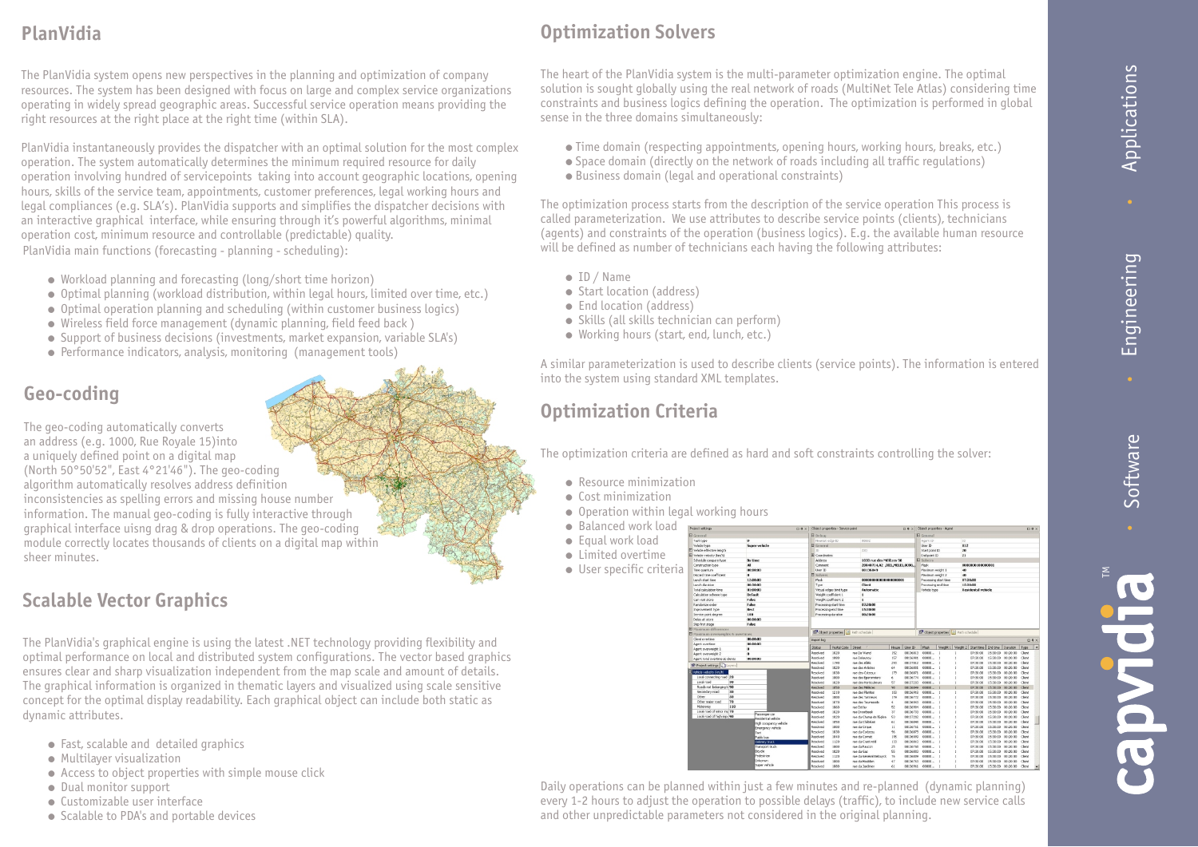## PlanVidia

The PlanVidia system opens new perspectives in the planning and optimization of company resources. The system has been designed with focus on large and complex service organizations operating in widely spread geographic areas. Successful service operation means providing the right resources at the right place at the right time (within SLA).

PlanVidia instantaneously provides the dispatcher with an optimal solution for the most complex operation. The system automatically determines the minimum required resource for daily operation involving hundred of servicepoints taking into account geographic locations, opening hours, skills of the service team, appointments, customer preferences, legal working hours and legal compliances (e.g. SLA's). PlanVidia supports and simplifies the dispatcher decisions with an interactive graphical interface, while ensuring through it's powerful algorithms, minimal operation cost, minimum resource and controllable (predictable) quality.
PlanVidia main functions (forecasting - planning - scheduling):

- Workload planning and forecasting (long/short time horizon)
- Optimal planning (workload distribution, within legal hours, limited over time, etc.)
- Optimal operation planning and scheduling (within customer business logics)
- Wireless field force management (dynamic planning, field feed back )
- Support of business decisions (investments, market expansion, variable SLA's)
- Performance indicators, analysis, monitoring (management tools)

## Geo-coding

The geo-coding automatically converts an address (e.g. 1000, Rue Royale 15)into a uniquely defined point on a digital map (North 50°50'52", East 4°21'46"). The geo-coding algorithm automatically resolves address definition inconsistencies as spelling errors and missing house number information. The manual geo-coding is fully interactive through graphical interface uisng drag & drop operations. The geo-coding module correctly locates thousands of clients on a digital map within sheer minutes.

## Scalable Vector Graphics

The PlanVidia's graphical engine is using the latest .NET technology providing flexibility and optimal performance on local and distributed system configurations. The vector based graphics ensures clear and sharp visualization independent from the map scale and amount of details. The graphical information is organized in thematic layers and visualized using scale sensitive concept for the optimal display readability. Each graphical object can include both static as dynamic attributes.

- Fast, scalable and detailed graphics
- Multilayer visualization
- Access to object properties with simple mouse click
- Dual monitor support
- Customizable user interface
- Scalable to PDA's and portable devices

## Optimization Solvers

The heart of the PlanVidia system is the multi-parameter optimization engine. The optimal solution is sought globally using the real network of roads (MultiNet Tele Atlas) considering time constraints and business logics defining the operation. The optimization is performed in global sense in the three domains simultaneously:

- Time domain (respecting appointments, opening hours, working hours, breaks, etc.)
- Space domain (directly on the network of roads including all traffic regulations)
- Business domain (legal and operational constraints)

The optimization process starts from the description of the service operation This process is called parameterization. We use attributes to describe service points (clients), technicians (agents) and constraints of the operation (business logics). E.g. the available human resource will be defined as number of technicians each having the following attributes:

- ID / Name
- Start location (address)
- End location (address)
- Skills (all skills technician can perform)
- Working hours (start, end, lunch, etc.)

A similar parameterization is used to describe clients (service points). The information is entered into the system using standard XML templates.

## Optimization Criteria

The optimization criteria are defined as hard and soft constraints controlling the solver:

- Resource minimization
- Cost minimization
- Operation within legal working hours
- Balanced work load
- Equal work load
- Limited overtime
- User specific criteria

Daily operations can be planned within just a few minutes and re-planned (dynamic planning) every 1-2 hours to adjust the operation to possible delays (traffic), to include new service calls and other unpredictable parameters not considered in the original planning.

Applications • Engineering • Software • capvidia™